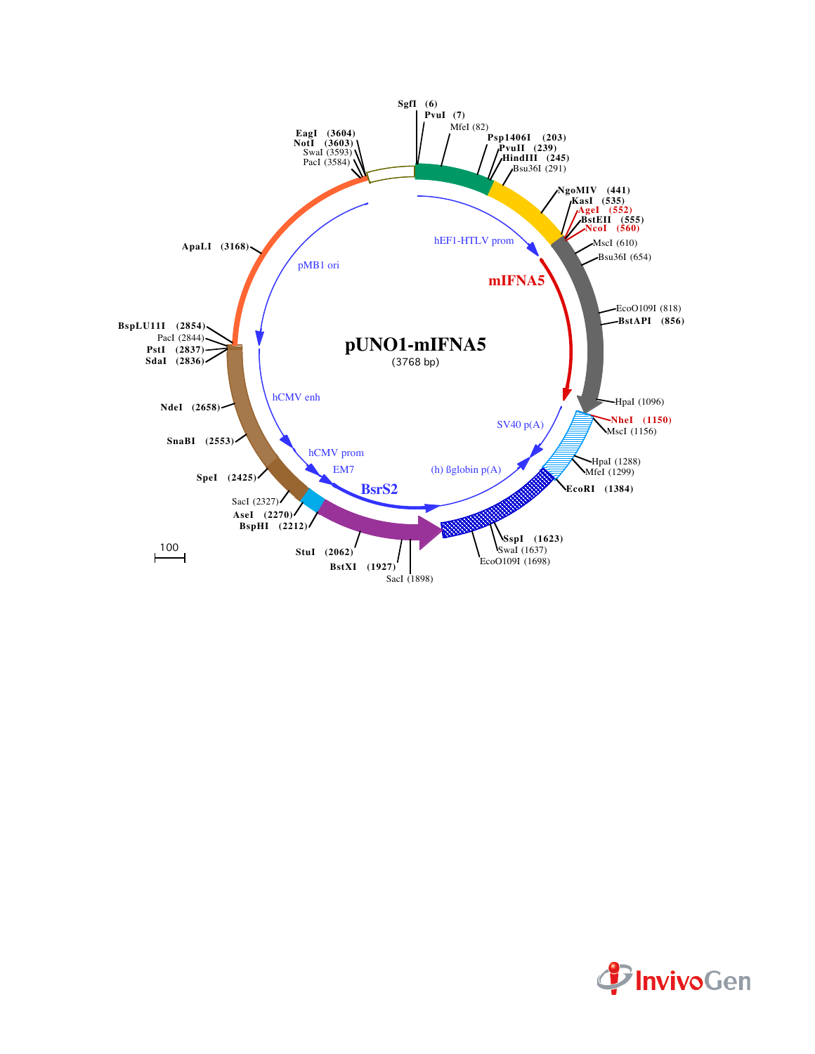# pUNO1-mIFNA5

(3768 bp)

SgfI (6)
PvuI (7)
MfeI (82)
Psp1406I (203)
PvuII (239)
HindIII (245)
Bsu36I (291)
NgoMIV (441)
KasI (535)
AgeI (552)
BstEII (555)
NcoI (560)
MscI (610)
Bsu36I (654)
EcoO109I (818)
BstAPI (856)
HpaI (1096)
NheI (1150)
MscI (1156)
HpaI (1288)
MfeI (1299)
EcoRI (1384)
SspI (1623)
SwaI (1637)
EcoO109I (1698)
SacI (1898)
BstXI (1927)
StuI (2062)
BspHI (2212)
AseI (2270)
SacI (2327)
SpeI (2425)
SnaBI (2553)
NdeI (2658)
SdaI (2836)
PstI (2837)
PacI (2844)
BspLU11I (2854)
ApaLI (3168)
PacI (3584)
SwaI (3593)
NotI (3603)
EagI (3604)

hEF1-HTLV prom
mIFNA5
SV40 p(A)
(h) ßglobin p(A)
BsrS2
EM7
hCMV prom
hCMV enh
pMB1 ori

100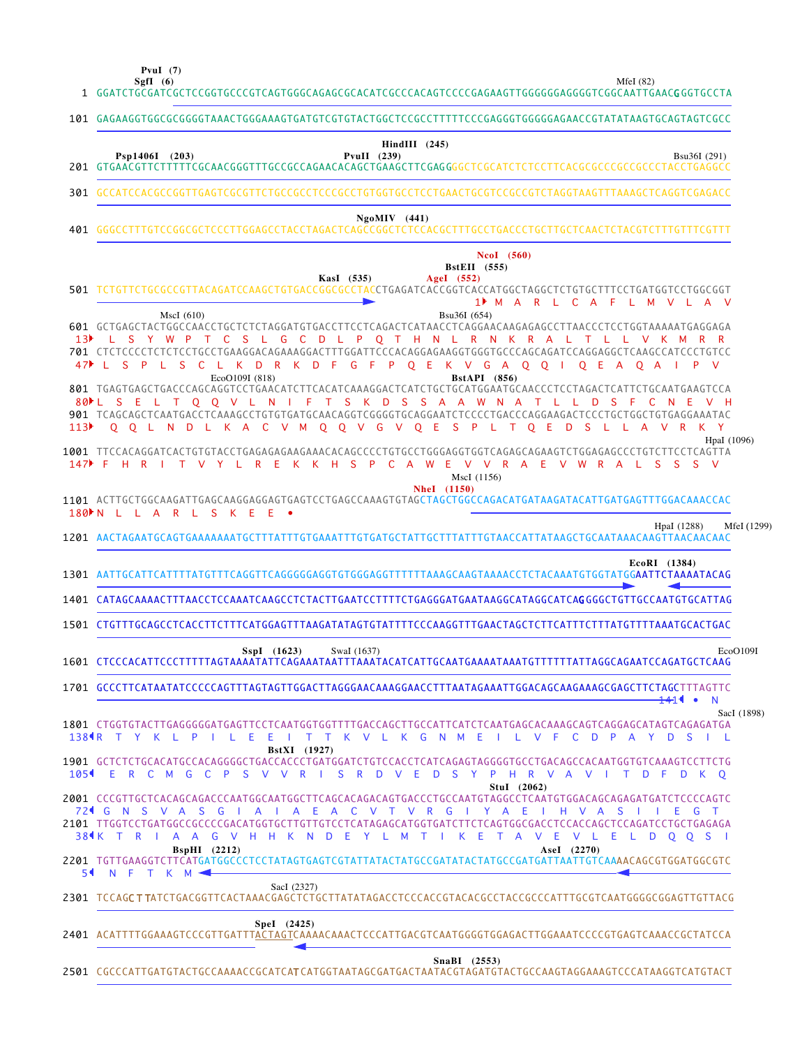```
        PvuI (7)
        SgfI (6)                                                                                  MfeI (82)
   1 GGATCTGCGATCGCTCCGGTGCCCGTCAGTGGGCAGAGCGCACATCGCCCACAGTCCCCGAGAAGTTGGGGGGAGGGGTCGGCAATTGAACGGGTGCCTA

 101 GAGAAGGTGGCGCGGGGTAAACTGGGAAAGTGATGTCGTGTACTGGCTCCGCCTTTTTCCCGAGGGTGGGGGAGAACCGTATATAAGTGCAGTAGTCGCC

                                                          HindIII (245)
       Psp1406I (203)                          PvuII (239)                                    Bsu36I (291)
 201 GTGAACGTTCTTTTTCGCAACGGGTTTGCCGCCAGAACACAGCTGAAGCTTCGAGGGGCTCGCATCTCTCCTTCACGCGCCCGCCGCCCTACCTGAGGCC

 301 GCCATCCACGCCGGTTGAGTCGCGTTCTGCCGCCTCCCGCCTGTGGTGCCTCCTGAACTGCGTCCGCCGTCTAGGTAAGTTTAAAGCTCAGGTCGAGACC

                                                  NgoMIV (441)
 401 GGGCCTTTGTCCGGCGCTCCCTTGGAGCCTACCTAGACTCAGCCGGCTCTCCACGCTTTGCCTGACCCTGCTTGCTCAACTCTACGTCTTTGTTTCGTTT

                                                                         NcoI (560)
                                                                   BstEII (555)
                                            KasI (535)          AgeI (552)
 501 TCTGTTCTGCGCCGTTACAGATCCAAGCTGTGACCGGCGCCTACCTGAGATCACCGGTCACCATGGCTAGGCTCTGTGCTTTCCTGATGGTCCTGGCGGT
                                                                    1▶ M  A  R  L  C  A  F  L  M  V  L  A  V
                   MscI (610)                                  Bsu36I (654)
 601 GCTGAGCTACTGGCCAACCTGCTCTCTAGGATGTGACCTTCCTCAGACTCATAACCTCAGGAACAAGAGAGCCTTAACCCTCCTGGTAAAAATGAGGAGA
  13▶  L  S  Y  W  P  T  C  S  L  G  C  D  L  P  Q  T  H  N  L  R  N  K  R  A  L  T  L  L  V  K  M  R  R
 701 CTCTCCCCTCTCTCCTGCCTGAAGGACAGAAAGGACTTTGGATTCCCACAGGAGAAGGTGGGTGCCCAGCAGATCCAGGAGGCTCAAGCCATCCCTGTCC
  47▶ L  S  P  L  S  C  L  K  D  R  K  D  F  G  F  P  Q  E  K  V  G  A  Q  Q  I  Q  E  A  Q  A  I  P  V
                  EcoO109I (818)                                BstAPI (856)
 801 TGAGTGAGCTGACCCAGCAGGTCCTGAACATCTTCACATCAAAGGACTCATCTGCTGCATGGAATGCAACCCTCCTAGACTCATTCTGCAATGAAGTCCA
  80▶L  S  E  L  T  Q  Q  V  L  N  I  F  T  S  K  D  S  S  A  A  W  N  A  T  L  L  D  S  F  C  N  E  V  H
 901 TCAGCAGCTCAATGACCTCAAAGCCTGTGTGATGCAACAGGTCGGGGTGCAGGAATCTCCCCTGACCCAGGAAGACTCCCTGCTGGCTGTGAGGAAATAC
 113▶  Q  Q  L  N  D  L  K  A  C  V  M  Q  Q  V  G  V  Q  E  S  P  L  T  Q  E  D  S  L  L  A  V  R  K  Y
                                                                                                HpaI (1096)
1001 TTCCACAGGATCACTGTGTACCTGAGAGAGAAGAAACACAGCCCCTGTGCCTGGGAGGTGGTCAGAGCAGAAGTCTGGAGAGCCCTGTCTTCCTCAGTTA
 147▶ F  H  R  I  T  V  Y  L  R  E  K  K  H  S  P  C  A  W  E  V  V  R  A  E  V  W  R  A  L  S  S  S  V
                                                                    MscI (1156)
                                                              NheI (1150)
1101 ACTTGCTGGCAAGATTGAGCAAGGAGGAGTGAGTCCTGAGCCAAATGTAGCTAGCTGGCCAGACATGATAAGATACATTGATGAGTTTGGACAAACCAC
 180▶N  L  L  A  R  L  S  K  E  E  •
                                                                                           HpaI (1288)    MfeI (1299)
1201 AACTAGAATGCAGTGAAAAAAATGCTTTATTTGTGAAATTTGTGATGCTATTGCTTTATTTGTAACCATTATAAGCTGCAATAAACAAGTTAACAACAAC

                                                                                           EcoRI (1384)
1301 AATTGCATTCATTTTATGTTTCAGGTTCAGGGGGAGGTGTGGGAGGTTTTTTAAAGCAAGTAAAACCTCTACAAATGTGGTATGGAATTCTAAAATACAG

1401 CATAGCAAAACTTTAACCTCCAAATCAAGCCTCTACTTGAATCCTTTTCTGAGGGATGAATAAGGCATAGGCATCAGGGGCTGTTGCCAATGTGCATTAG

1501 CTGTTTGCAGCCTCACCTTCTTTCATGGAGTTTAAGATATAGTGTATTTTCCCAAGGTTTGAACTAGCTCTTCATTTCTTTATGTTTTAAATGCACTGAC

                      SspI (1623)        SwaI (1637)                                                 EcoO109I
1601 CTCCCACATTCCCTTTTTAGTAAAATATTCAGAAATAATTTAAATACATCATTGCAATGAAAATAAATGTTTTTTATTAGGCAGAATCCAGATGCTCAAG

1701 GCCCTTCATAATATCCCCCAGTTTAGTAGTTGGACTTAGGGAACAAAGGAACCTTTAATAGAAATTGGACAGCAAGAAAGCGAGCTTCTAGCTTTAGTTC
                                                                                              141◀  •  N
                                                                                                     SacI (1898)
1801 CTGGTGTACTTGAGGGGGATGAGTTCCTCAATGGTGGTTTTGACCAGCTTGCCATTCATCTCAATGAGCACAAAGCAGTCAGGAGCATAGTCAGAGATGA
 138◀R  T  Y  K  L  P  I  L  E  E  I  T  T  K  V  L  K  G  N  M  E  I  L  V  F  C  D  P  A  Y  D  S  I  L
                        BstXI (1927)
1901 GCTCTCTGCACATGCCACAGGGGCTGACCACCCTGATGGATCTGTCCACCTCATCAGAGTAGGGGTGCCTGACAGCCACAATGGTGTCAAAGTCCTTCTG
 105◀  E  R  C  M  G  C  P  S  V  V  R  I  S  R  D  V  E  D  S  Y  P  H  R  V  A  V  I  T  D  F  D  K  Q
                                                                        StuI (2062)
2001 CCCGTTGCTCACAGCAGACCCAATGGCAATGGCTTCAGCACAGACAGTGACCCTGCCAATGTAGGCCTCAATGTGGACAGCAGAGATGATCTCCCCAGTC
  72◀ G  N  S  V  A  S  G  I  A  I  A  E  A  C  V  T  V  R  G  I  Y  A  E  I  H  V  A  S  I  I  E  G  T
2101 TTGGTCCTGATGGCCGCCCCGACATGGTGCTTGTTGTCCTCATAGAGCATGGTGATCTTCTCAGTGGCGACCTCCACCAGCTCCAGATCCTGCTGAGAGA
  38◀K  T  R  I  A  A  G  V  H  H  K  N  D  E  Y  L  M  T  I  K  E  T  A  V  E  V  L  E  L  D  Q  Q  S  I
               BspHI (2212)                                                   AseI (2270)
2201 TGTTGAAGGTCTTCATGATGGCCCTCCTATAGTGAGTCGTATTATACTATGCCGATATACTATGCCGATGATTAATTGTCAAAACAGCGTGGATGGCGTC
   5◀  N  F  T  K  M
                 SacI (2327)
2301 TCCAGCTTATCTGACGGTTCACTAAACGAGCTCTGCTTATATAGACCTCCCACCGTACACGCCTACCGCCCATTTGCGTCAATGGGGCGGAGTTGTTACG

                               SpeI (2425)
2401 ACATTTTGGAAAGTCCCGTTGATTTACTAGTCAAAACAAACTCCCATTGACGTCAATGGGGTGGAGACTTGGAAATCCCCGTGAGTCAAACCGCTATCCA

                                                                   SnaBI (2553)
2501 CGCCCATTGATGTACTGCCAAAACCGCATCATCATGGTAATAGCGATGACTAATACGTAGATGTACTGCCAAGTAGGAAAGTCCCATAAGGTCATGTACT
```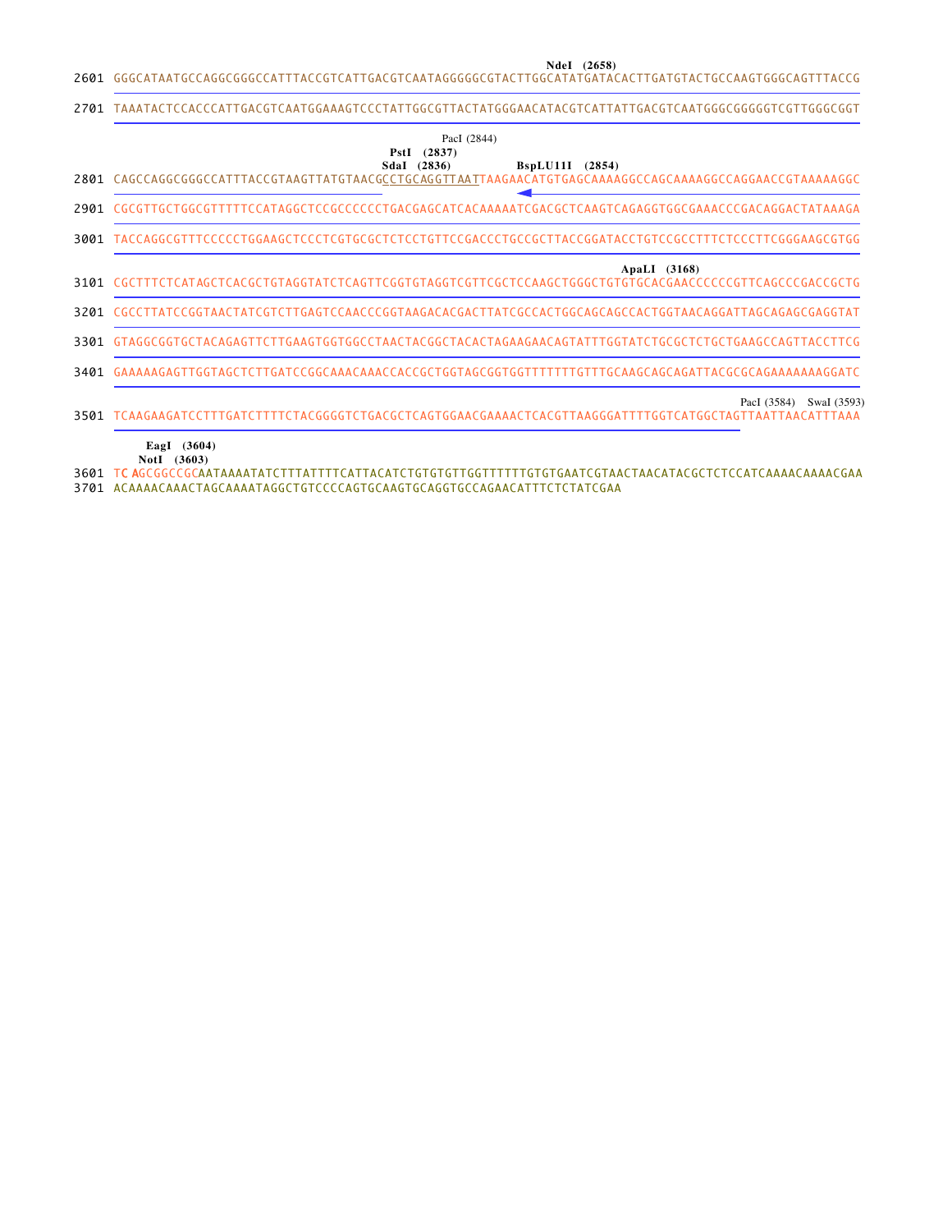NdeI (2658)

2601 GGGCATAATGCCAGGCGGGCCATTTACCGTCATTGACGTCAATAGGGGGCGTACTTGGCATATGATACACTTGATGTACTGCCAAGTGGGCAGTTTACCG

2701 TAAATACTCCACCCATTGACGTCAATGGAAAGTCCCTATTGGCGTTACTATGGGAACATACGTCATTATTGACGTCAATGGGCGGGGGTCGTTGGGCGGT

PacI (2844)
PstI (2837)
SdaI (2836)
BspLU11I (2854)

2801 CAGCCAGGCGGGCCATTTACCGTAAGTTATGTAACGCCTGCAGGTTAATTAAGAACATGTGAGCAAAAGGCCAGCAAAAGGCCAGGAACCGTAAAAAGGC

2901 CGCGTTGCTGGCGTTTTTCCATAGGCTCCGCCCCCCTGACGAGCATCACAAAAATCGACGCTCAAGTCAGAGGTGGCGAAACCCGACAGGACTATAAAGA

3001 TACCAGGCGTTTCCCCCTGGAAGCTCCCTCGTGCGCTCTCCTGTTCCGACCCTGCCGCTTACCGGATACCTGTCCGCCTTTCTCCCTTCGGGAAGCGTGG

ApaLI (3168)

3101 CGCTTTCTCATAGCTCACGCTGTAGGTATCTCAGTTCGGTGTAGGTCGTTCGCTCCAAGCTGGGCTGTGTGCACGAACCCCCCGTTCAGCCCGACCGCTG

3201 CGCCTTATCCGGTAACTATCGTCTTGAGTCCAACCCGGTAAGACACGACTTATCGCCACTGGCAGCAGCCACTGGTAACAGGATTAGCAGAGCGAGGTAT

3301 GTAGGCGGTGCTACAGAGTTCTTGAAGTGGTGGCCTAACTACGGCTACACTAGAAGAACAGTATTTGGTATCTGCGCTCTGCTGAAGCCAGTTACCTTCG

3401 GAAAAAGAGTTGGTAGCTCTTGATCCGGCAAACAAACCACCGCTGGTAGCGGTGGTTTTTTTGTTTGCAAGCAGCAGATTACGCGCAGAAAAAAAGGATC

PacI (3584) SwaI (3593)

3501 TCAAGAAGATCCTTTGATCTTTTCTACGGGGTCTGACGCTCAGTGGAACGAAAACTCACGTTAAGGGATTTTGGTCATGGCTAGTTAATTAACATTTAAA

EagI (3604)
NotI (3603)

3601 TC AGCGGCCGCAATAAAATATCTTTATTTTCATTACATCTGTGTGTTGGTTTTTTGTGTGAATCGTAACTAACATACGCTCTCCATCAAAACAAAACGAA

3701 ACAAAACAAACTAGCAAAATAGGCTGTCCCCAGTGCAAGTGCAGGTGCCAGAACATTTCTCTATCGAA